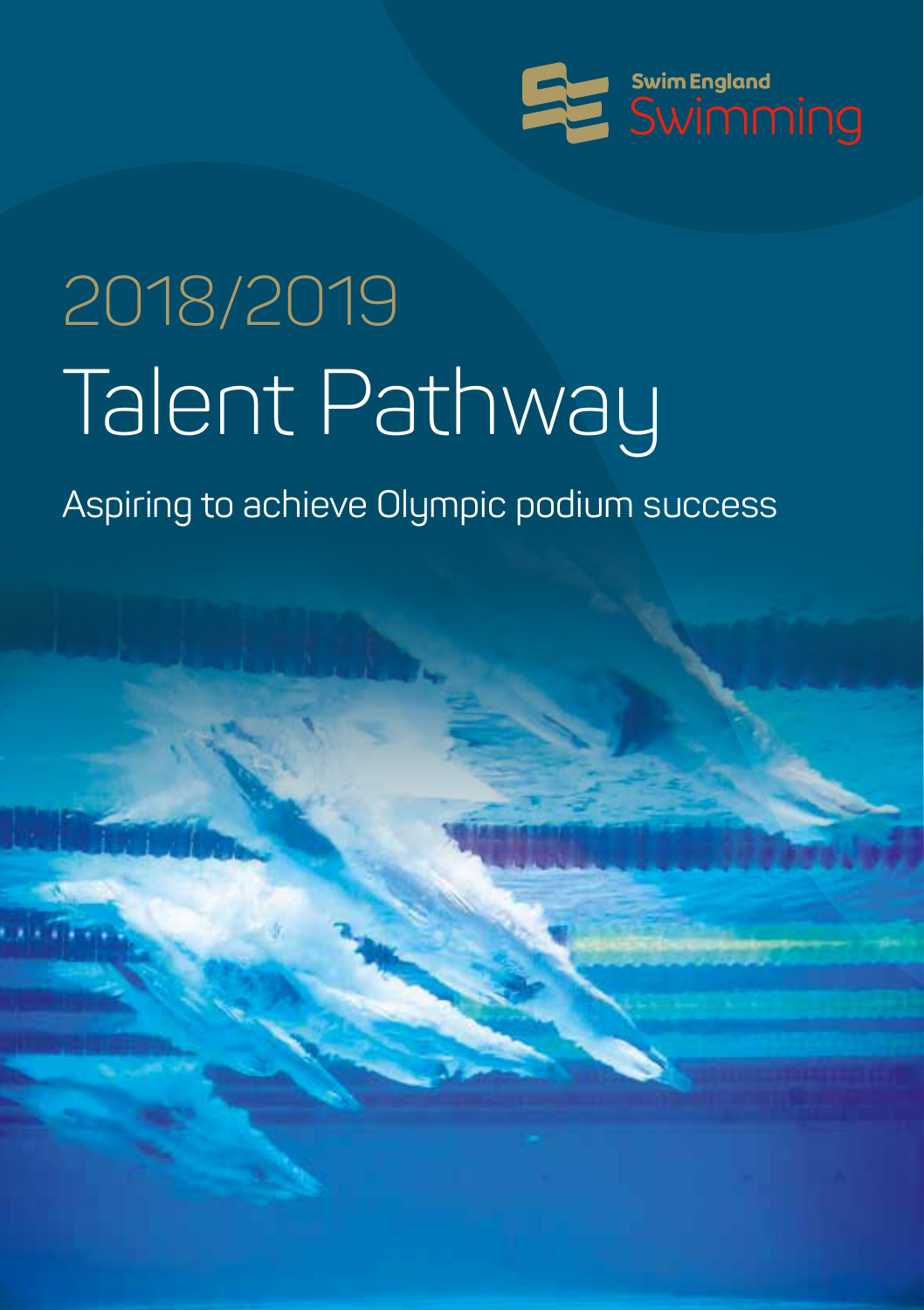Swim England
Swimming

# 2018/2019
# Talent Pathway

Aspiring to achieve Olympic podium success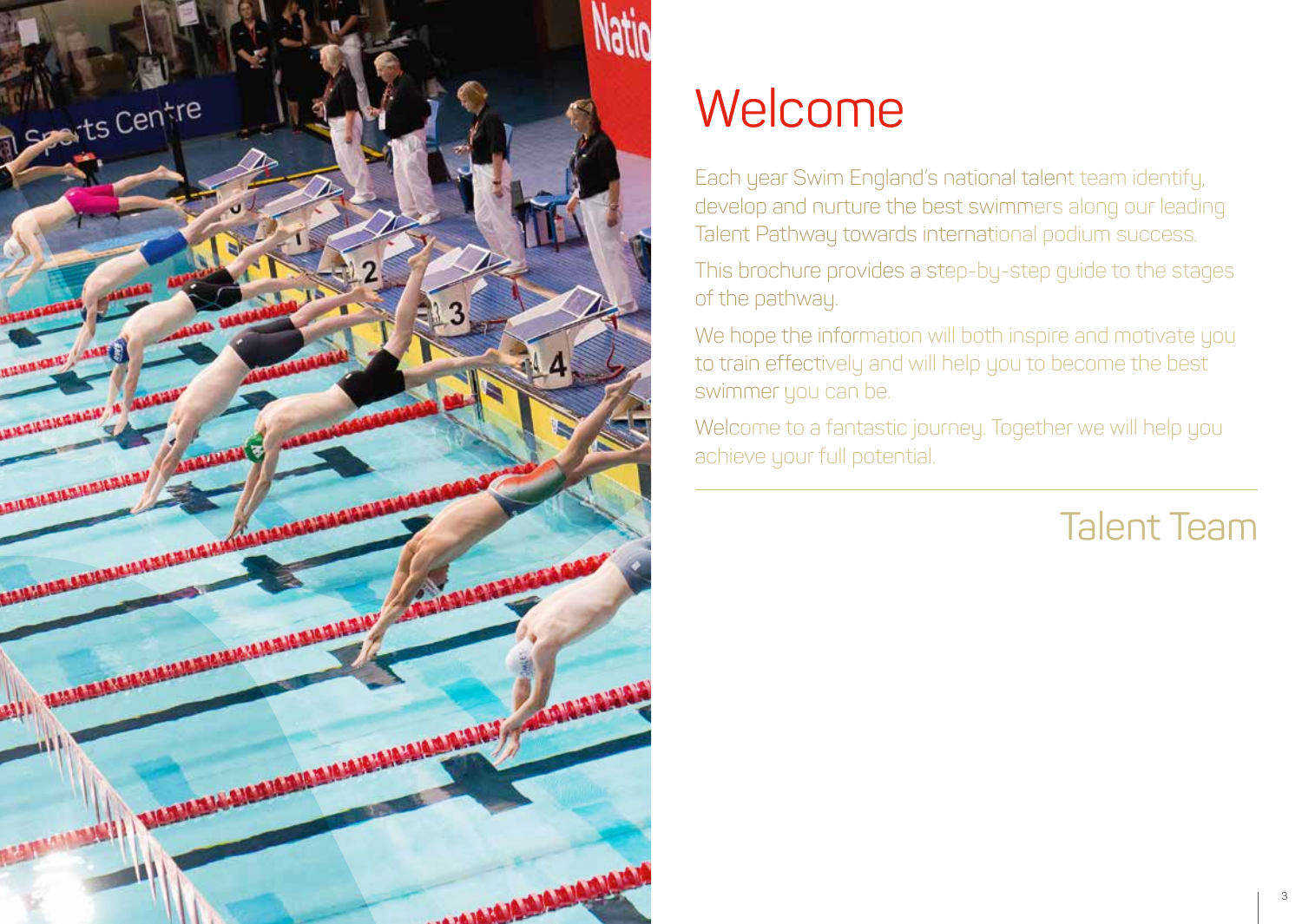# Welcome

Each year Swim England's national talent team identify, develop and nurture the best swimmers along our leading Talent Pathway towards international podium success.

This brochure provides a step-by-step guide to the stages of the pathway.

We hope the information will both inspire and motivate you to train effectively and will help you to become the best swimmer you can be.

Welcome to a fantastic journey. Together we will help you achieve your full potential.

Talent Team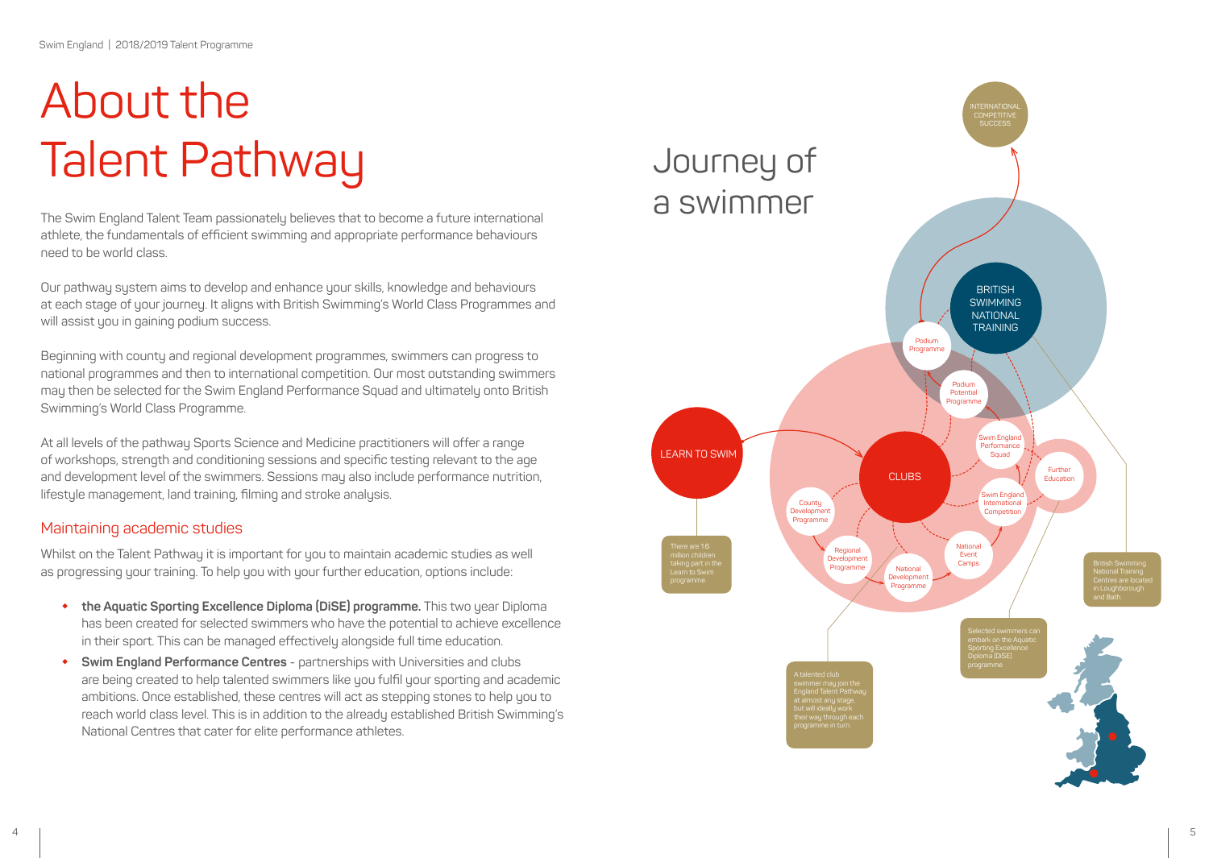# About the Talent Pathway

The Swim England Talent Team passionately believes that to become a future international athlete, the fundamentals of efficient swimming and appropriate performance behaviours need to be world class.

Our pathway system aims to develop and enhance your skills, knowledge and behaviours at each stage of your journey. It aligns with British Swimming's World Class Programmes and will assist you in gaining podium success.

Beginning with county and regional development programmes, swimmers can progress to national programmes and then to international competition. Our most outstanding swimmers may then be selected for the Swim England Performance Squad and ultimately onto British Swimming's World Class Programme.

At all levels of the pathway Sports Science and Medicine practitioners will offer a range of workshops, strength and conditioning sessions and specific testing relevant to the age and development level of the swimmers. Sessions may also include performance nutrition, lifestyle management, land training, filming and stroke analysis.

## Maintaining academic studies

Whilst on the Talent Pathway it is important for you to maintain academic studies as well as progressing your training. To help you with your further education, options include:

- **the Aquatic Sporting Excellence Diploma (DiSE) programme.** This two year Diploma has been created for selected swimmers who have the potential to achieve excellence in their sport. This can be managed effectively alongside full time education.
- **Swim England Performance Centres** - partnerships with Universities and clubs are being created to help talented swimmers like you fulfil your sporting and academic ambitions. Once established, these centres will act as stepping stones to help you to reach world class level. This is in addition to the already established British Swimming's National Centres that cater for elite performance athletes.

# Journey of a swimmer

INTERNATIONAL COMPETITIVE SUCCESS

BRITISH SWIMMING NATIONAL TRAINING

Podium Programme

Podium Potential Programme

Swim England Performance Squad

Further Education

Swim England International Competition

LEARN TO SWIM

CLUBS

County Development Programme

Regional Development Programme

National Development Programme

National Event Camps

There are 1.6 million children taking part in the Learn to Swim programme.

A talented club swimmer may join the England Talent Pathway at almost any stage, but will ideally work their way through each programme in turn.

Selected swimmers can embark on the Aquatic Sporting Excellence Diploma (DiSE) programme.

British Swimming National Training Centres are located in Loughborough and Bath.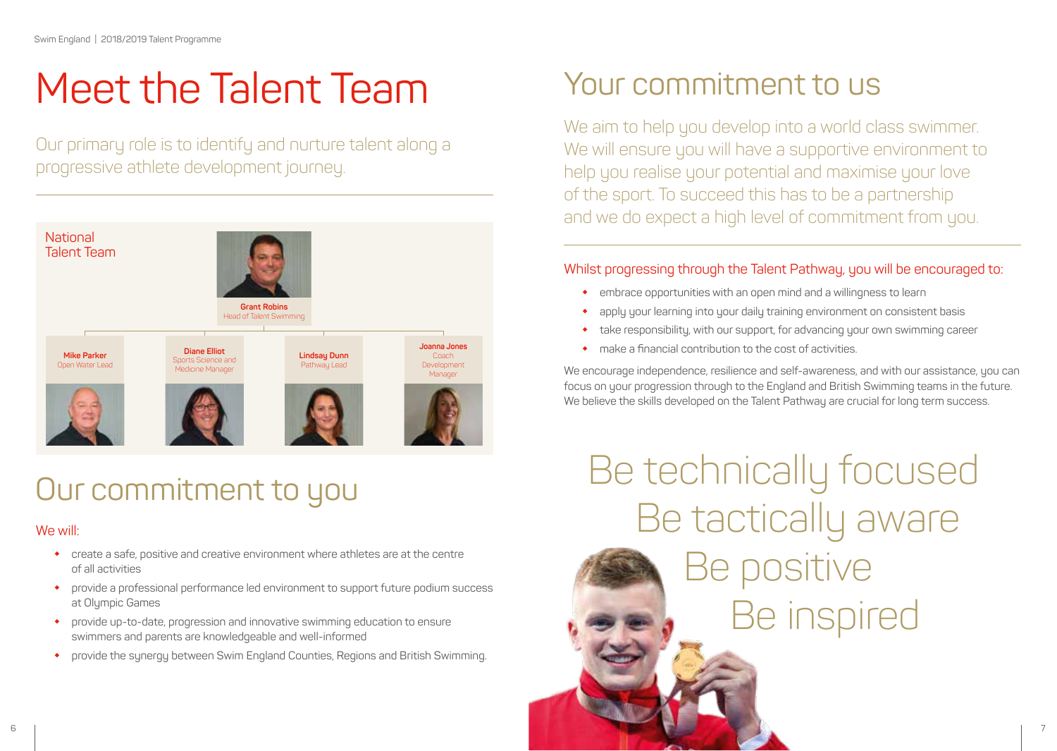# Meet the Talent Team

Our primary role is to identify and nurture talent along a progressive athlete development journey.

## National Talent Team

**Grant Robins**
Head of Talent Swimming

**Mike Parker**
Open Water Lead

**Diane Elliot**
Sports Science and Medicine Manager

**Lindsay Dunn**
Pathway Lead

**Joanna Jones**
Coach Development Manager

# Our commitment to you

We will:

- create a safe, positive and creative environment where athletes are at the centre of all activities
- provide a professional performance led environment to support future podium success at Olympic Games
- provide up-to-date, progression and innovative swimming education to ensure swimmers and parents are knowledgeable and well-informed
- provide the synergy between Swim England Counties, Regions and British Swimming.

# Your commitment to us

We aim to help you develop into a world class swimmer. We will ensure you will have a supportive environment to help you realise your potential and maximise your love of the sport. To succeed this has to be a partnership and we do expect a high level of commitment from you.

Whilst progressing through the Talent Pathway, you will be encouraged to:

- embrace opportunities with an open mind and a willingness to learn
- apply your learning into your daily training environment on consistent basis
- take responsibility, with our support, for advancing your own swimming career
- make a financial contribution to the cost of activities.

We encourage independence, resilience and self-awareness, and with our assistance, you can focus on your progression through to the England and British Swimming teams in the future. We believe the skills developed on the Talent Pathway are crucial for long term success.

Be technically focused
Be tactically aware
Be positive
Be inspired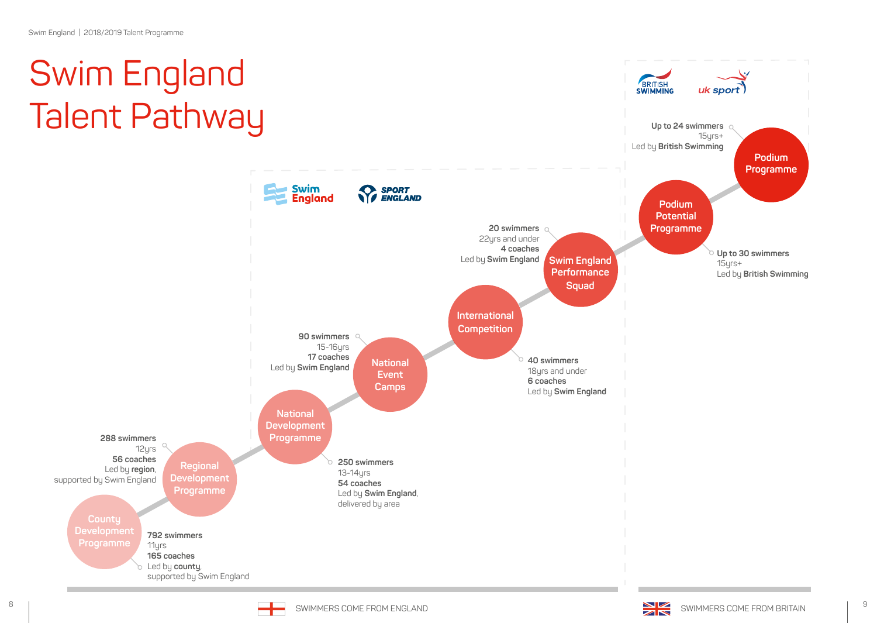# Swim England Talent Pathway

Swim England | Sport England

British Swimming | UK Sport

## County Development Programme

**792 swimmers**
11yrs
**165 coaches**
Led by **county**, supported by Swim England

## Regional Development Programme

**288 swimmers**
12yrs
**56 coaches**
Led by **region**, supported by Swim England

## National Development Programme

**250 swimmers**
13-14yrs
**54 coaches**
Led by **Swim England**, delivered by area

## National Event Camps

**90 swimmers**
15-16yrs
**17 coaches**
Led by **Swim England**

## International Competition

**40 swimmers**
18yrs and under
**6 coaches**
Led by **Swim England**

## Swim England Performance Squad

**20 swimmers**
22yrs and under
**4 coaches**
Led by **Swim England**

## Podium Potential Programme

**Up to 30 swimmers**
15yrs+
Led by **British Swimming**

## Podium Programme

**Up to 24 swimmers**
15yrs+
Led by **British Swimming**

SWIMMERS COME FROM ENGLAND

SWIMMERS COME FROM BRITAIN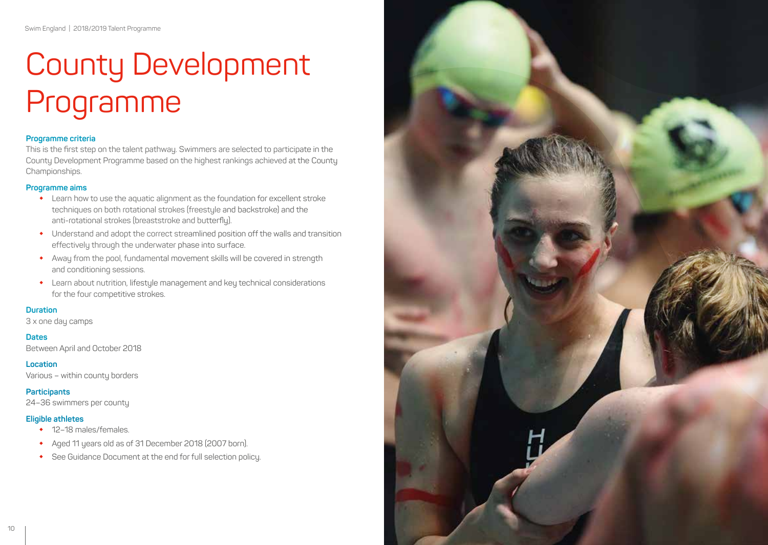# County Development Programme

**Programme criteria**

This is the first step on the talent pathway. Swimmers are selected to participate in the County Development Programme based on the highest rankings achieved at the County Championships.

**Programme aims**

- Learn how to use the aquatic alignment as the foundation for excellent stroke techniques on both rotational strokes (freestyle and backstroke) and the anti-rotational strokes (breaststroke and butterfly).
- Understand and adopt the correct streamlined position off the walls and transition effectively through the underwater phase into surface.
- Away from the pool, fundamental movement skills will be covered in strength and conditioning sessions.
- Learn about nutrition, lifestyle management and key technical considerations for the four competitive strokes.

**Duration**

3 x one day camps

**Dates**

Between April and October 2018

**Location**

Various – within county borders

**Participants**

24–36 swimmers per county

**Eligible athletes**

- 12–18 males/females.
- Aged 11 years old as of 31 December 2018 (2007 born).
- See Guidance Document at the end for full selection policy.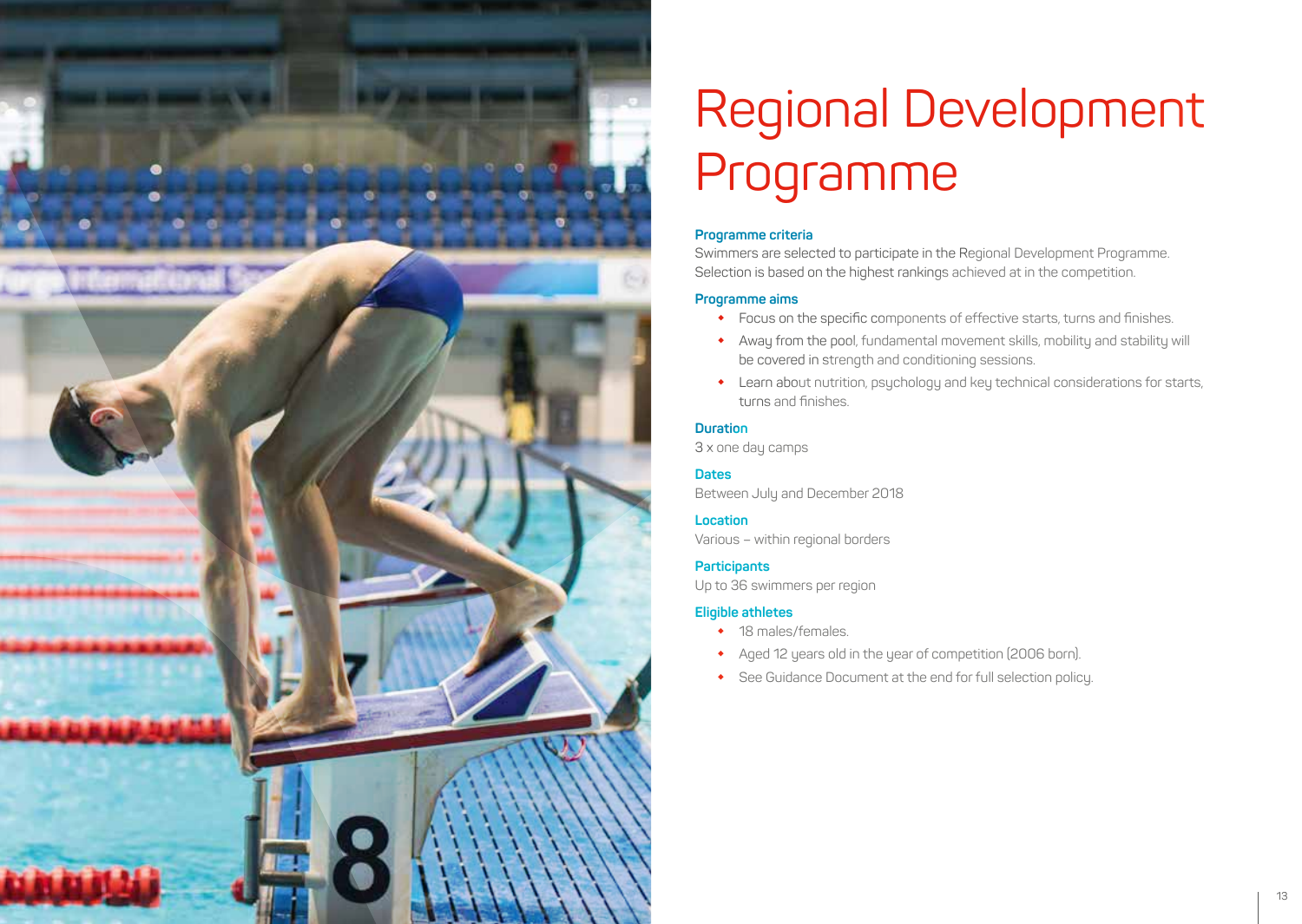# Regional Development Programme

**Programme criteria**

Swimmers are selected to participate in the Regional Development Programme. Selection is based on the highest rankings achieved at in the competition.

**Programme aims**

- Focus on the specific components of effective starts, turns and finishes.
- Away from the pool, fundamental movement skills, mobility and stability will be covered in strength and conditioning sessions.
- Learn about nutrition, psychology and key technical considerations for starts, turns and finishes.

**Duration**

3 x one day camps

**Dates**

Between July and December 2018

**Location**

Various – within regional borders

**Participants**

Up to 36 swimmers per region

**Eligible athletes**

- 18 males/females.
- Aged 12 years old in the year of competition (2006 born).
- See Guidance Document at the end for full selection policy.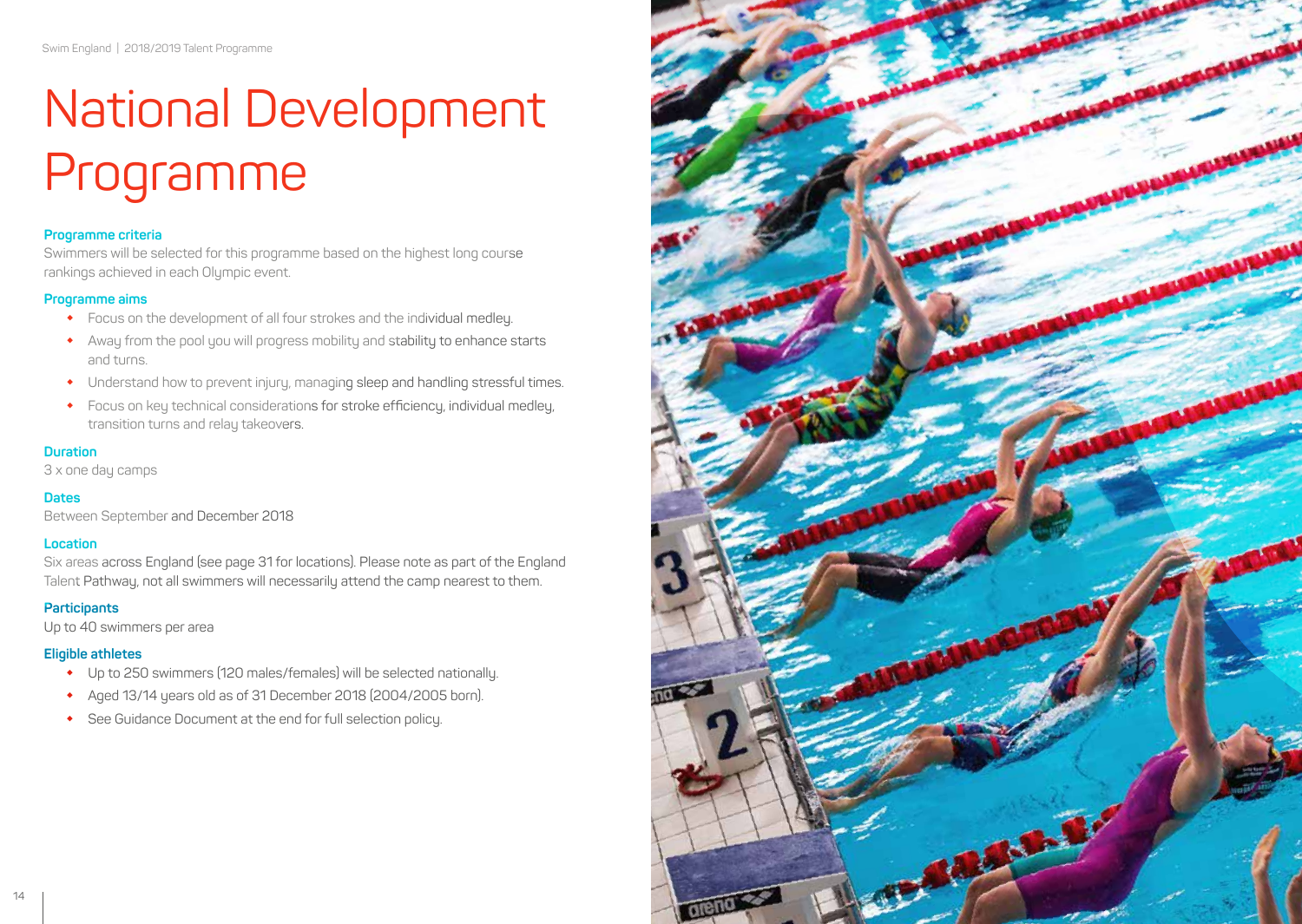# National Development Programme

**Programme criteria**

Swimmers will be selected for this programme based on the highest long course rankings achieved in each Olympic event.

**Programme aims**

- Focus on the development of all four strokes and the individual medley.
- Away from the pool you will progress mobility and stability to enhance starts and turns.
- Understand how to prevent injury, managing sleep and handling stressful times.
- Focus on key technical considerations for stroke efficiency, individual medley, transition turns and relay takeovers.

**Duration**

3 x one day camps

**Dates**

Between September and December 2018

**Location**

Six areas across England (see page 31 for locations). Please note as part of the England Talent Pathway, not all swimmers will necessarily attend the camp nearest to them.

**Participants**

Up to 40 swimmers per area

**Eligible athletes**

- Up to 250 swimmers (120 males/females) will be selected nationally.
- Aged 13/14 years old as of 31 December 2018 (2004/2005 born).
- See Guidance Document at the end for full selection policy.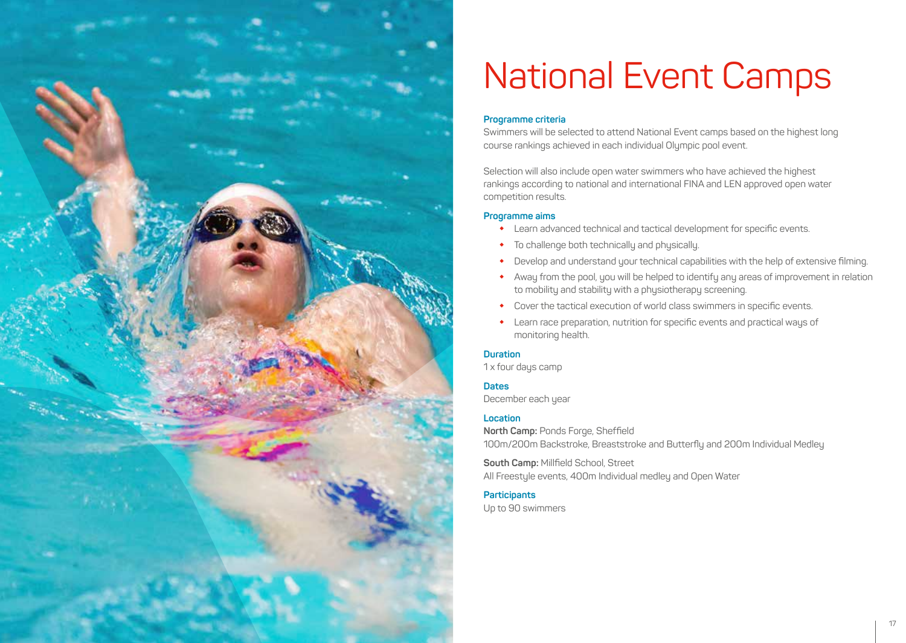# National Event Camps

**Programme criteria**

Swimmers will be selected to attend National Event camps based on the highest long course rankings achieved in each individual Olympic pool event.

Selection will also include open water swimmers who have achieved the highest rankings according to national and international FINA and LEN approved open water competition results.

**Programme aims**

- Learn advanced technical and tactical development for specific events.
- To challenge both technically and physically.
- Develop and understand your technical capabilities with the help of extensive filming.
- Away from the pool, you will be helped to identify any areas of improvement in relation to mobility and stability with a physiotherapy screening.
- Cover the tactical execution of world class swimmers in specific events.
- Learn race preparation, nutrition for specific events and practical ways of monitoring health.

**Duration**

1 x four days camp

**Dates**

December each year

**Location**

**North Camp:** Ponds Forge, Sheffield
100m/200m Backstroke, Breaststroke and Butterfly and 200m Individual Medley

**South Camp:** Millfield School, Street
All Freestyle events, 400m Individual medley and Open Water

**Participants**

Up to 90 swimmers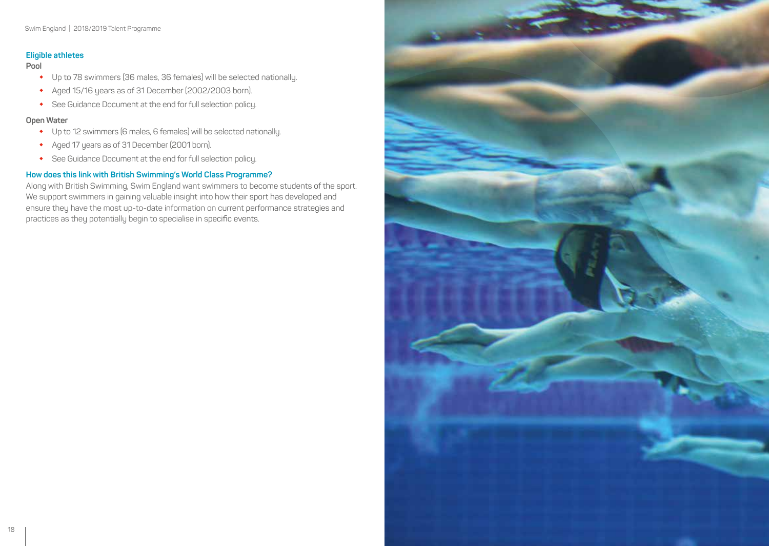### Eligible athletes

**Pool**

- Up to 78 swimmers (36 males, 36 females) will be selected nationally.
- Aged 15/16 years as of 31 December (2002/2003 born).
- See Guidance Document at the end for full selection policy.

**Open Water**

- Up to 12 swimmers (6 males, 6 females) will be selected nationally.
- Aged 17 years as of 31 December (2001 born).
- See Guidance Document at the end for full selection policy.

### How does this link with British Swimming's World Class Programme?

Along with British Swimming, Swim England want swimmers to become students of the sport. We support swimmers in gaining valuable insight into how their sport has developed and ensure they have the most up-to-date information on current performance strategies and practices as they potentially begin to specialise in specific events.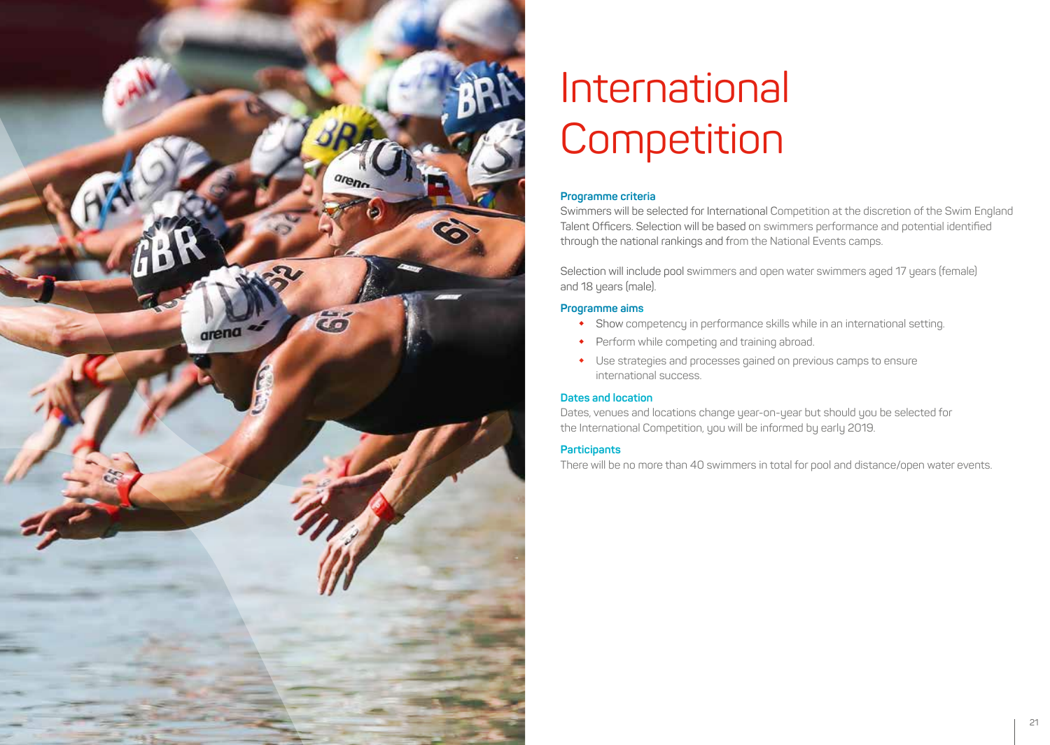# International Competition

### Programme criteria

Swimmers will be selected for International Competition at the discretion of the Swim England Talent Officers. Selection will be based on swimmers performance and potential identified through the national rankings and from the National Events camps.

Selection will include pool swimmers and open water swimmers aged 17 years (female) and 18 years (male).

### Programme aims

- Show competency in performance skills while in an international setting.
- Perform while competing and training abroad.
- Use strategies and processes gained on previous camps to ensure international success.

### Dates and location

Dates, venues and locations change year-on-year but should you be selected for the International Competition, you will be informed by early 2019.

### Participants

There will be no more than 40 swimmers in total for pool and distance/open water events.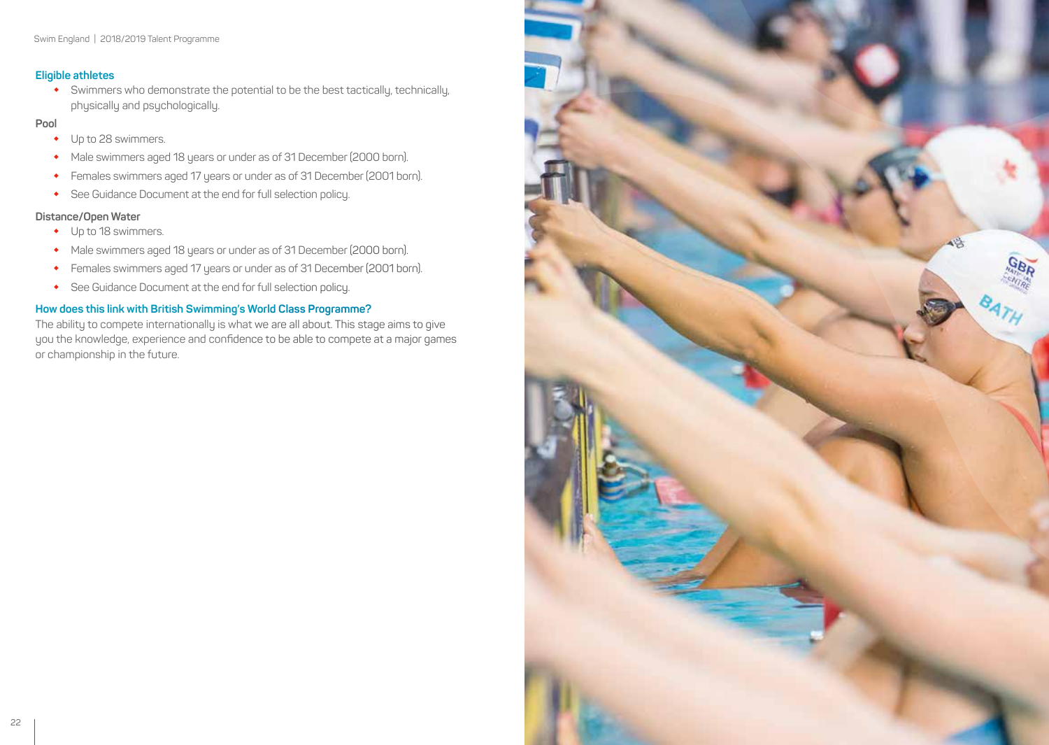### Eligible athletes

- Swimmers who demonstrate the potential to be the best tactically, technically, physically and psychologically.

**Pool**

- Up to 28 swimmers.
- Male swimmers aged 18 years or under as of 31 December (2000 born).
- Females swimmers aged 17 years or under as of 31 December (2001 born).
- See Guidance Document at the end for full selection policy.

**Distance/Open Water**

- Up to 18 swimmers.
- Male swimmers aged 18 years or under as of 31 December (2000 born).
- Females swimmers aged 17 years or under as of 31 December (2001 born).
- See Guidance Document at the end for full selection policy.

### How does this link with British Swimming's World Class Programme?

The ability to compete internationally is what we are all about. This stage aims to give you the knowledge, experience and confidence to be able to compete at a major games or championship in the future.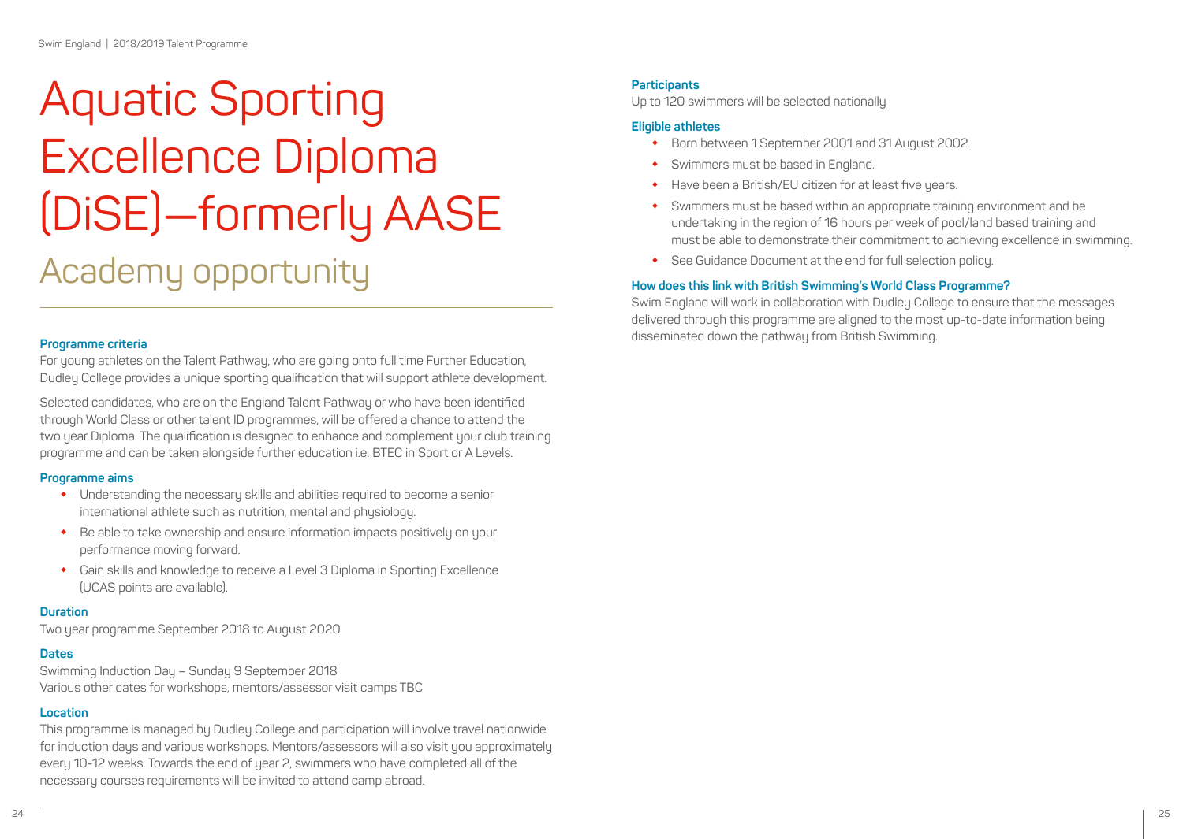# Aquatic Sporting Excellence Diploma (DiSE)—formerly AASE

## Academy opportunity

**Programme criteria**

For young athletes on the Talent Pathway, who are going onto full time Further Education, Dudley College provides a unique sporting qualification that will support athlete development.

Selected candidates, who are on the England Talent Pathway or who have been identified through World Class or other talent ID programmes, will be offered a chance to attend the two year Diploma. The qualification is designed to enhance and complement your club training programme and can be taken alongside further education i.e. BTEC in Sport or A Levels.

**Programme aims**

- Understanding the necessary skills and abilities required to become a senior international athlete such as nutrition, mental and physiology.
- Be able to take ownership and ensure information impacts positively on your performance moving forward.
- Gain skills and knowledge to receive a Level 3 Diploma in Sporting Excellence (UCAS points are available).

**Duration**

Two year programme September 2018 to August 2020

**Dates**

Swimming Induction Day – Sunday 9 September 2018
Various other dates for workshops, mentors/assessor visit camps TBC

**Location**

This programme is managed by Dudley College and participation will involve travel nationwide for induction days and various workshops. Mentors/assessors will also visit you approximately every 10-12 weeks. Towards the end of year 2, swimmers who have completed all of the necessary courses requirements will be invited to attend camp abroad.

**Participants**

Up to 120 swimmers will be selected nationally

**Eligible athletes**

- Born between 1 September 2001 and 31 August 2002.
- Swimmers must be based in England.
- Have been a British/EU citizen for at least five years.
- Swimmers must be based within an appropriate training environment and be undertaking in the region of 16 hours per week of pool/land based training and must be able to demonstrate their commitment to achieving excellence in swimming.
- See Guidance Document at the end for full selection policy.

**How does this link with British Swimming's World Class Programme?**

Swim England will work in collaboration with Dudley College to ensure that the messages delivered through this programme are aligned to the most up-to-date information being disseminated down the pathway from British Swimming.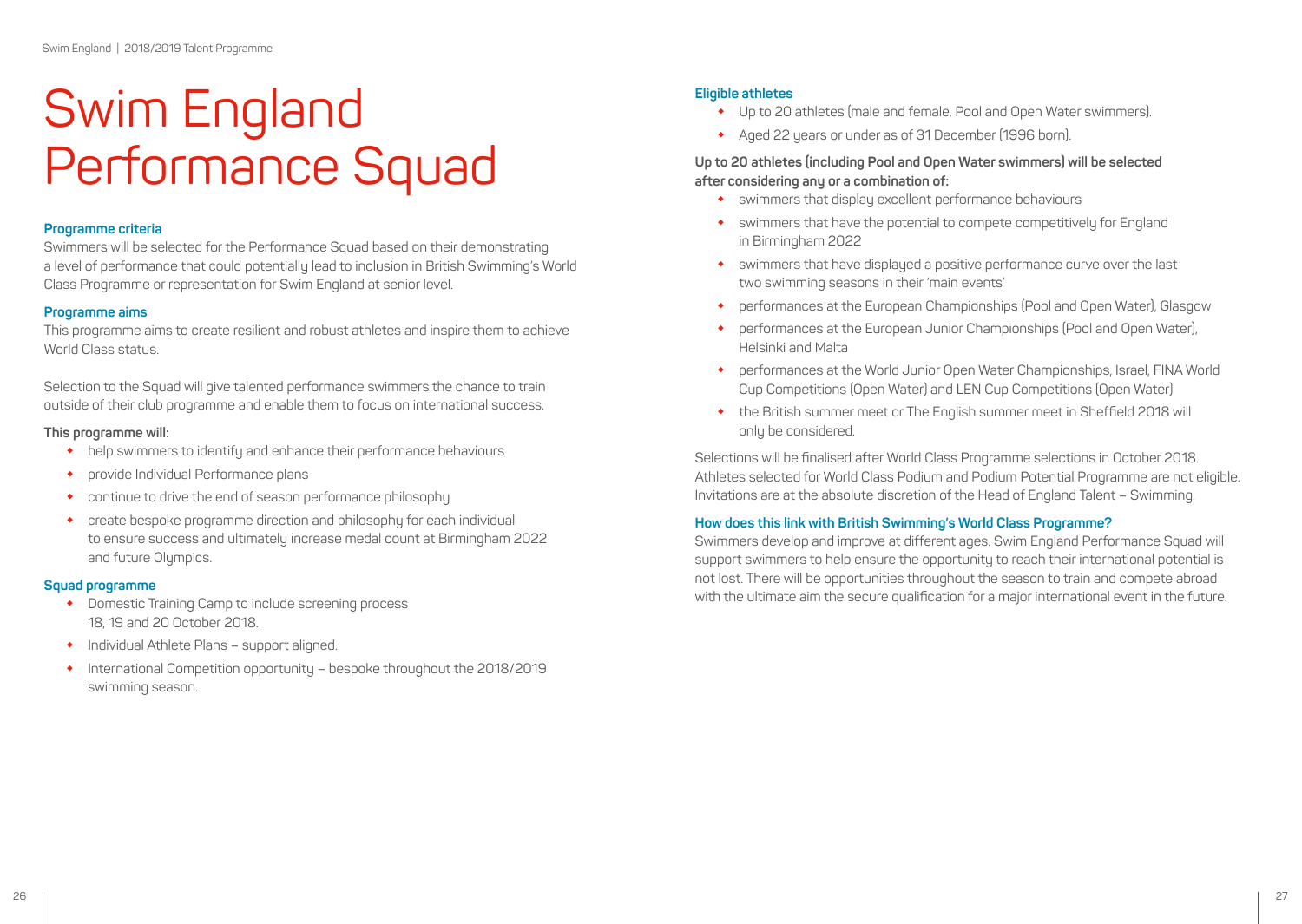# Swim England Performance Squad

### Programme criteria

Swimmers will be selected for the Performance Squad based on their demonstrating a level of performance that could potentially lead to inclusion in British Swimming's World Class Programme or representation for Swim England at senior level.

### Programme aims

This programme aims to create resilient and robust athletes and inspire them to achieve World Class status.

Selection to the Squad will give talented performance swimmers the chance to train outside of their club programme and enable them to focus on international success.

**This programme will:**

- help swimmers to identify and enhance their performance behaviours
- provide Individual Performance plans
- continue to drive the end of season performance philosophy
- create bespoke programme direction and philosophy for each individual to ensure success and ultimately increase medal count at Birmingham 2022 and future Olympics.

### Squad programme

- Domestic Training Camp to include screening process 18, 19 and 20 October 2018.
- Individual Athlete Plans – support aligned.
- International Competition opportunity – bespoke throughout the 2018/2019 swimming season.

### Eligible athletes

- Up to 20 athletes (male and female, Pool and Open Water swimmers).
- Aged 22 years or under as of 31 December (1996 born).

**Up to 20 athletes (including Pool and Open Water swimmers) will be selected after considering any or a combination of:**

- swimmers that display excellent performance behaviours
- swimmers that have the potential to compete competitively for England in Birmingham 2022
- swimmers that have displayed a positive performance curve over the last two swimming seasons in their 'main events'
- performances at the European Championships (Pool and Open Water), Glasgow
- performances at the European Junior Championships (Pool and Open Water), Helsinki and Malta
- performances at the World Junior Open Water Championships, Israel, FINA World Cup Competitions (Open Water) and LEN Cup Competitions (Open Water)
- the British summer meet or The English summer meet in Sheffield 2018 will only be considered.

Selections will be finalised after World Class Programme selections in October 2018. Athletes selected for World Class Podium and Podium Potential Programme are not eligible. Invitations are at the absolute discretion of the Head of England Talent – Swimming.

### How does this link with British Swimming's World Class Programme?

Swimmers develop and improve at different ages. Swim England Performance Squad will support swimmers to help ensure the opportunity to reach their international potential is not lost. There will be opportunities throughout the season to train and compete abroad with the ultimate aim the secure qualification for a major international event in the future.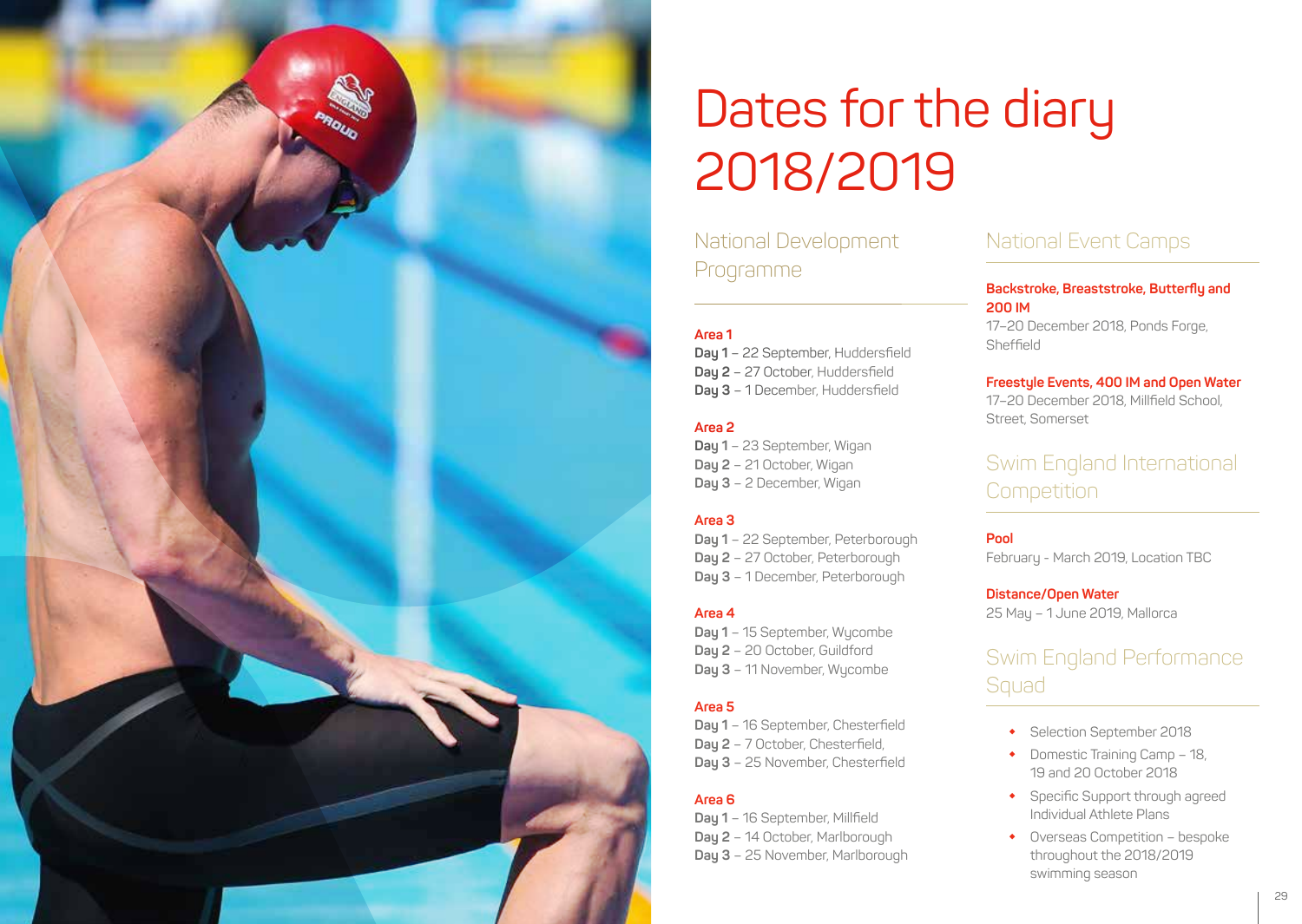# Dates for the diary 2018/2019

## National Development Programme

**Area 1**
**Day 1** – 22 September, Huddersfield
**Day 2** – 27 October, Huddersfield
**Day 3** – 1 December, Huddersfield

**Area 2**
**Day 1** – 23 September, Wigan
**Day 2** – 21 October, Wigan
**Day 3** – 2 December, Wigan

**Area 3**
**Day 1** – 22 September, Peterborough
**Day 2** – 27 October, Peterborough
**Day 3** – 1 December, Peterborough

**Area 4**
**Day 1** – 15 September, Wycombe
**Day 2** – 20 October, Guildford
**Day 3** – 11 November, Wycombe

**Area 5**
**Day 1** – 16 September, Chesterfield
**Day 2** – 7 October, Chesterfield,
**Day 3** – 25 November, Chesterfield

**Area 6**
**Day 1** – 16 September, Millfield
**Day 2** – 14 October, Marlborough
**Day 3** – 25 November, Marlborough

## National Event Camps

**Backstroke, Breaststroke, Butterfly and 200 IM**
17–20 December 2018, Ponds Forge, Sheffield

**Freestyle Events, 400 IM and Open Water**
17–20 December 2018, Millfield School, Street, Somerset

## Swim England International Competition

**Pool**
February - March 2019, Location TBC

**Distance/Open Water**
25 May – 1 June 2019, Mallorca

## Swim England Performance Squad

- Selection September 2018
- Domestic Training Camp – 18, 19 and 20 October 2018
- Specific Support through agreed Individual Athlete Plans
- Overseas Competition – bespoke throughout the 2018/2019 swimming season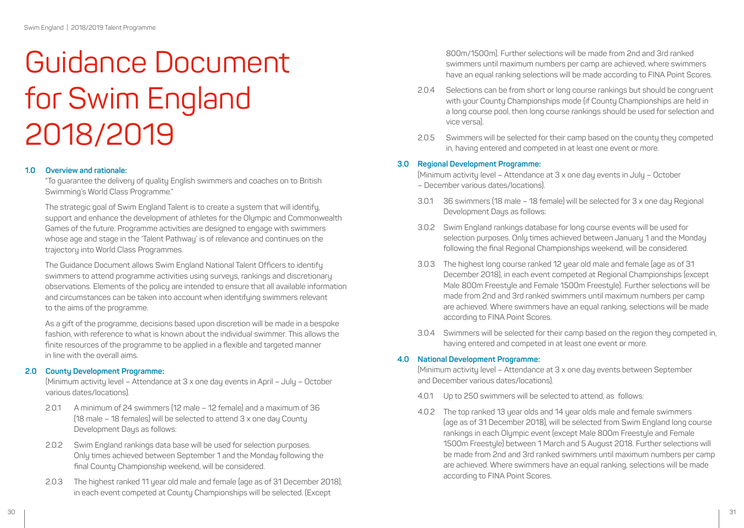# Guidance Document for Swim England 2018/2019

**1.0 Overview and rationale:**

"To guarantee the delivery of quality English swimmers and coaches on to British Swimming's World Class Programme."

The strategic goal of Swim England Talent is to create a system that will identify, support and enhance the development of athletes for the Olympic and Commonwealth Games of the future. Programme activities are designed to engage with swimmers whose age and stage in the 'Talent Pathway' is of relevance and continues on the trajectory into World Class Programmes.

The Guidance Document allows Swim England National Talent Officers to identify swimmers to attend programme activities using surveys, rankings and discretionary observations. Elements of the policy are intended to ensure that all available information and circumstances can be taken into account when identifying swimmers relevant to the aims of the programme.

As a gift of the programme, decisions based upon discretion will be made in a bespoke fashion, with reference to what is known about the individual swimmer. This allows the finite resources of the programme to be applied in a flexible and targeted manner in line with the overall aims.

**2.0 County Development Programme:**

(Minimum activity level – Attendance at 3 x one day events in April – July – October various dates/locations).

2.0.1 A minimum of 24 swimmers (12 male – 12 female) and a maximum of 36 (18 male – 18 females) will be selected to attend 3 x one day County Development Days as follows:

2.0.2 Swim England rankings data base will be used for selection purposes. Only times achieved between September 1 and the Monday following the final County Championship weekend, will be considered.

2.0.3 The highest ranked 11 year old male and female (age as of 31 December 2018), in each event competed at County Championships will be selected. (Except 800m/1500m). Further selections will be made from 2nd and 3rd ranked swimmers until maximum numbers per camp are achieved, where swimmers have an equal ranking selections will be made according to FINA Point Scores.

2.0.4 Selections can be from short or long course rankings but should be congruent with your County Championships mode (if County Championships are held in a long course pool, then long course rankings should be used for selection and vice versa).

2.0.5 Swimmers will be selected for their camp based on the county they competed in, having entered and competed in at least one event or more.

**3.0 Regional Development Programme:**

(Minimum activity level – Attendance at 3 x one day events in July – October – December various dates/locations).

3.0.1 36 swimmers (18 male – 18 female) will be selected for 3 x one day Regional Development Days as follows:

3.0.2 Swim England rankings database for long course events will be used for selection purposes. Only times achieved between January 1 and the Monday following the final Regional Championships weekend, will be considered.

3.0.3 The highest long course ranked 12 year old male and female (age as of 31 December 2018), in each event competed at Regional Championships (except Male 800m Freestyle and Female 1500m Freestyle). Further selections will be made from 2nd and 3rd ranked swimmers until maximum numbers per camp are achieved. Where swimmers have an equal ranking, selections will be made according to FINA Point Scores.

3.0.4 Swimmers will be selected for their camp based on the region they competed in, having entered and competed in at least one event or more.

**4.0 National Development Programme:**

(Minimum activity level – Attendance at 3 x one day events between September and December various dates/locations).

4.0.1 Up to 250 swimmers will be selected to attend, as follows:

4.0.2 The top ranked 13 year olds and 14 year olds male and female swimmers (age as of 31 December 2018), will be selected from Swim England long course rankings in each Olympic event (except Male 800m Freestyle and Female 1500m Freestyle) between 1 March and 5 August 2018. Further selections will be made from 2nd and 3rd ranked swimmers until maximum numbers per camp are achieved. Where swimmers have an equal ranking, selections will be made according to FINA Point Scores.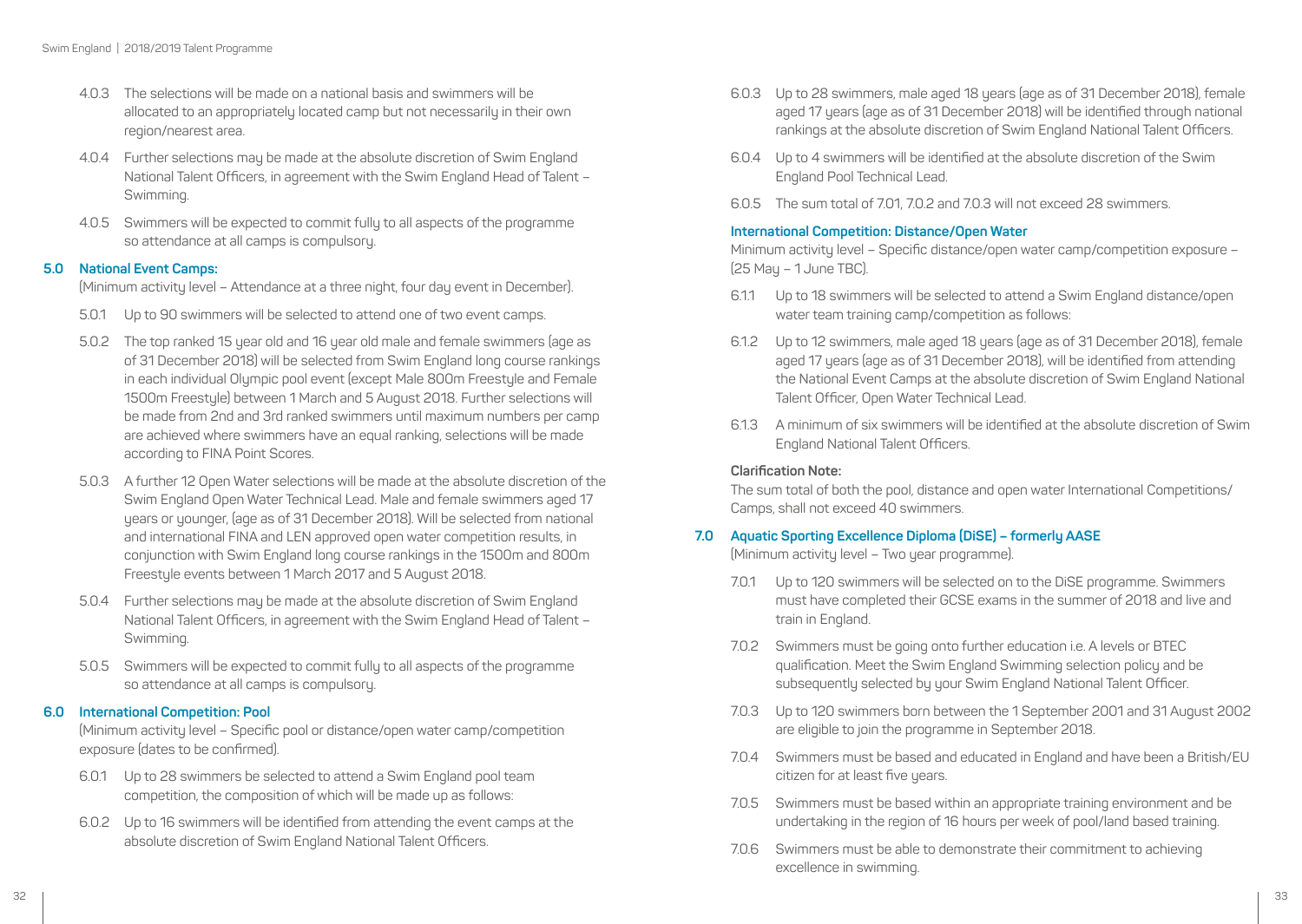4.0.3 The selections will be made on a national basis and swimmers will be allocated to an appropriately located camp but not necessarily in their own region/nearest area.

4.0.4 Further selections may be made at the absolute discretion of Swim England National Talent Officers, in agreement with the Swim England Head of Talent – Swimming.

4.0.5 Swimmers will be expected to commit fully to all aspects of the programme so attendance at all camps is compulsory.

## 5.0 National Event Camps:

(Minimum activity level – Attendance at a three night, four day event in December).

5.0.1 Up to 90 swimmers will be selected to attend one of two event camps.

5.0.2 The top ranked 15 year old and 16 year old male and female swimmers (age as of 31 December 2018) will be selected from Swim England long course rankings in each individual Olympic pool event (except Male 800m Freestyle and Female 1500m Freestyle) between 1 March and 5 August 2018. Further selections will be made from 2nd and 3rd ranked swimmers until maximum numbers per camp are achieved where swimmers have an equal ranking, selections will be made according to FINA Point Scores.

5.0.3 A further 12 Open Water selections will be made at the absolute discretion of the Swim England Open Water Technical Lead. Male and female swimmers aged 17 years or younger, (age as of 31 December 2018). Will be selected from national and international FINA and LEN approved open water competition results, in conjunction with Swim England long course rankings in the 1500m and 800m Freestyle events between 1 March 2017 and 5 August 2018.

5.0.4 Further selections may be made at the absolute discretion of Swim England National Talent Officers, in agreement with the Swim England Head of Talent – Swimming.

5.0.5 Swimmers will be expected to commit fully to all aspects of the programme so attendance at all camps is compulsory.

## 6.0 International Competition: Pool

(Minimum activity level – Specific pool or distance/open water camp/competition exposure (dates to be confirmed).

6.0.1 Up to 28 swimmers be selected to attend a Swim England pool team competition, the composition of which will be made up as follows:

6.0.2 Up to 16 swimmers will be identified from attending the event camps at the absolute discretion of Swim England National Talent Officers.

6.0.3 Up to 28 swimmers, male aged 18 years (age as of 31 December 2018), female aged 17 years (age as of 31 December 2018) will be identified through national rankings at the absolute discretion of Swim England National Talent Officers.

6.0.4 Up to 4 swimmers will be identified at the absolute discretion of the Swim England Pool Technical Lead.

6.0.5 The sum total of 7.01, 7.0.2 and 7.0.3 will not exceed 28 swimmers.

### International Competition: Distance/Open Water

Minimum activity level – Specific distance/open water camp/competition exposure – (25 May – 1 June TBC).

6.1.1 Up to 18 swimmers will be selected to attend a Swim England distance/open water team training camp/competition as follows:

6.1.2 Up to 12 swimmers, male aged 18 years (age as of 31 December 2018), female aged 17 years (age as of 31 December 2018), will be identified from attending the National Event Camps at the absolute discretion of Swim England National Talent Officer, Open Water Technical Lead.

6.1.3 A minimum of six swimmers will be identified at the absolute discretion of Swim England National Talent Officers.

**Clarification Note:**

The sum total of both the pool, distance and open water International Competitions/ Camps, shall not exceed 40 swimmers.

## 7.0 Aquatic Sporting Excellence Diploma (DiSE) – formerly AASE

(Minimum activity level – Two year programme).

7.0.1 Up to 120 swimmers will be selected on to the DiSE programme. Swimmers must have completed their GCSE exams in the summer of 2018 and live and train in England.

7.0.2 Swimmers must be going onto further education i.e. A levels or BTEC qualification. Meet the Swim England Swimming selection policy and be subsequently selected by your Swim England National Talent Officer.

7.0.3 Up to 120 swimmers born between the 1 September 2001 and 31 August 2002 are eligible to join the programme in September 2018.

7.0.4 Swimmers must be based and educated in England and have been a British/EU citizen for at least five years.

7.0.5 Swimmers must be based within an appropriate training environment and be undertaking in the region of 16 hours per week of pool/land based training.

7.0.6 Swimmers must be able to demonstrate their commitment to achieving excellence in swimming.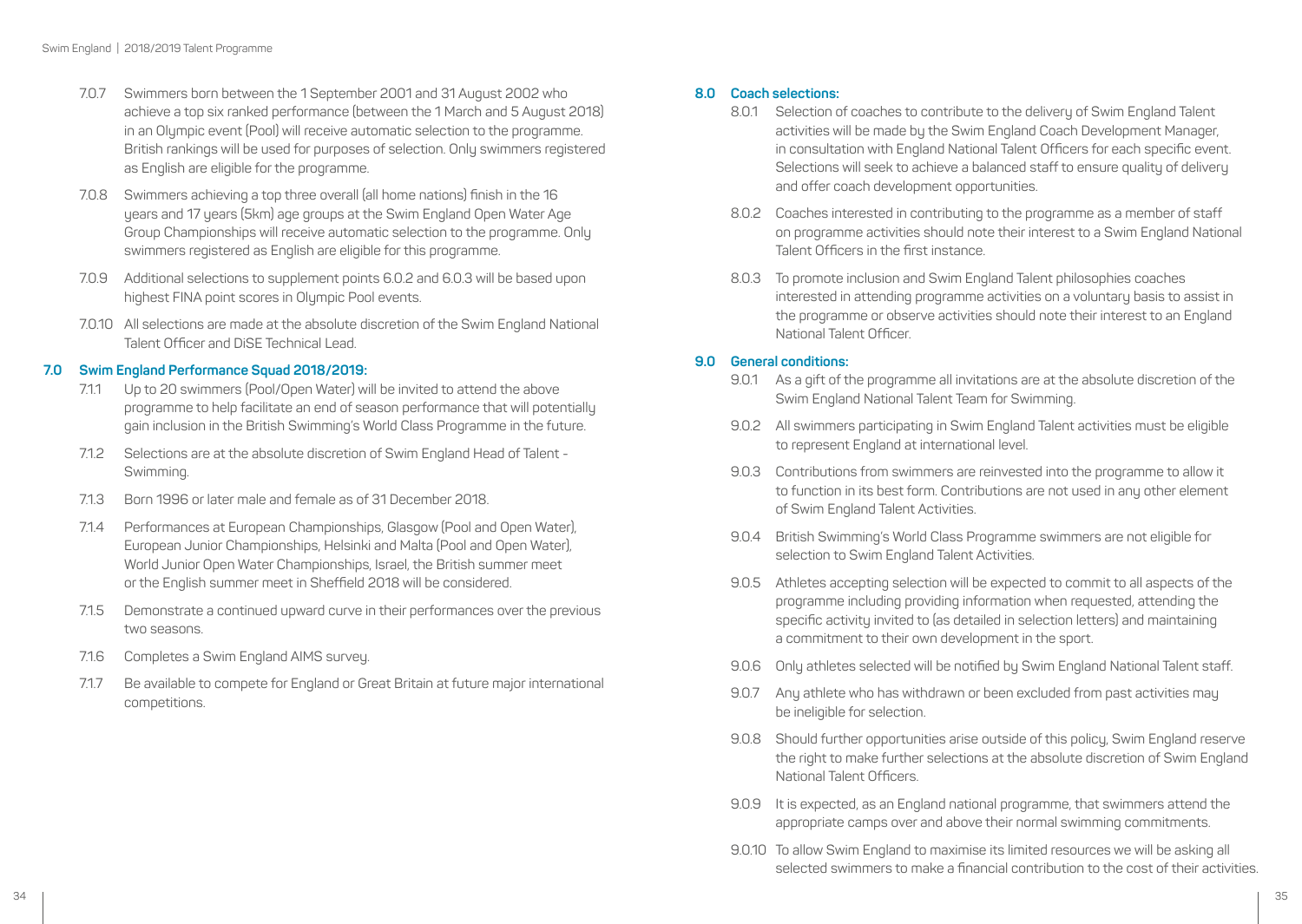7.0.7 Swimmers born between the 1 September 2001 and 31 August 2002 who achieve a top six ranked performance (between the 1 March and 5 August 2018) in an Olympic event (Pool) will receive automatic selection to the programme. British rankings will be used for purposes of selection. Only swimmers registered as English are eligible for the programme.

7.0.8 Swimmers achieving a top three overall (all home nations) finish in the 16 years and 17 years (5km) age groups at the Swim England Open Water Age Group Championships will receive automatic selection to the programme. Only swimmers registered as English are eligible for this programme.

7.0.9 Additional selections to supplement points 6.0.2 and 6.0.3 will be based upon highest FINA point scores in Olympic Pool events.

7.0.10 All selections are made at the absolute discretion of the Swim England National Talent Officer and DiSE Technical Lead.

## 7.0 Swim England Performance Squad 2018/2019:

7.1.1 Up to 20 swimmers (Pool/Open Water) will be invited to attend the above programme to help facilitate an end of season performance that will potentially gain inclusion in the British Swimming's World Class Programme in the future.

7.1.2 Selections are at the absolute discretion of Swim England Head of Talent - Swimming.

7.1.3 Born 1996 or later male and female as of 31 December 2018.

7.1.4 Performances at European Championships, Glasgow (Pool and Open Water), European Junior Championships, Helsinki and Malta (Pool and Open Water), World Junior Open Water Championships, Israel, the British summer meet or the English summer meet in Sheffield 2018 will be considered.

7.1.5 Demonstrate a continued upward curve in their performances over the previous two seasons.

7.1.6 Completes a Swim England AIMS survey.

7.1.7 Be available to compete for England or Great Britain at future major international competitions.

## 8.0 Coach selections:

8.0.1 Selection of coaches to contribute to the delivery of Swim England Talent activities will be made by the Swim England Coach Development Manager, in consultation with England National Talent Officers for each specific event. Selections will seek to achieve a balanced staff to ensure quality of delivery and offer coach development opportunities.

8.0.2 Coaches interested in contributing to the programme as a member of staff on programme activities should note their interest to a Swim England National Talent Officers in the first instance.

8.0.3 To promote inclusion and Swim England Talent philosophies coaches interested in attending programme activities on a voluntary basis to assist in the programme or observe activities should note their interest to an England National Talent Officer.

## 9.0 General conditions:

9.0.1 As a gift of the programme all invitations are at the absolute discretion of the Swim England National Talent Team for Swimming.

9.0.2 All swimmers participating in Swim England Talent activities must be eligible to represent England at international level.

9.0.3 Contributions from swimmers are reinvested into the programme to allow it to function in its best form. Contributions are not used in any other element of Swim England Talent Activities.

9.0.4 British Swimming's World Class Programme swimmers are not eligible for selection to Swim England Talent Activities.

9.0.5 Athletes accepting selection will be expected to commit to all aspects of the programme including providing information when requested, attending the specific activity invited to (as detailed in selection letters) and maintaining a commitment to their own development in the sport.

9.0.6 Only athletes selected will be notified by Swim England National Talent staff.

9.0.7 Any athlete who has withdrawn or been excluded from past activities may be ineligible for selection.

9.0.8 Should further opportunities arise outside of this policy, Swim England reserve the right to make further selections at the absolute discretion of Swim England National Talent Officers.

9.0.9 It is expected, as an England national programme, that swimmers attend the appropriate camps over and above their normal swimming commitments.

9.0.10 To allow Swim England to maximise its limited resources we will be asking all selected swimmers to make a financial contribution to the cost of their activities.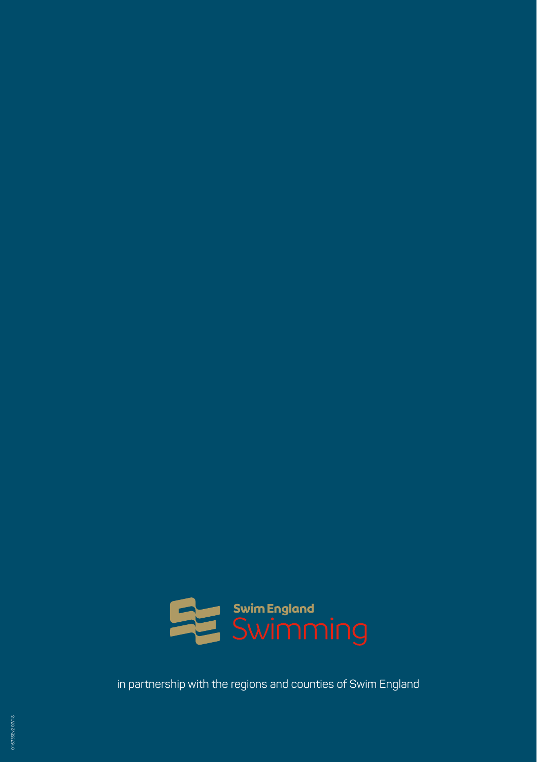Swim England

Swimming

in partnership with the regions and counties of Swim England

01673SEv2 07/18